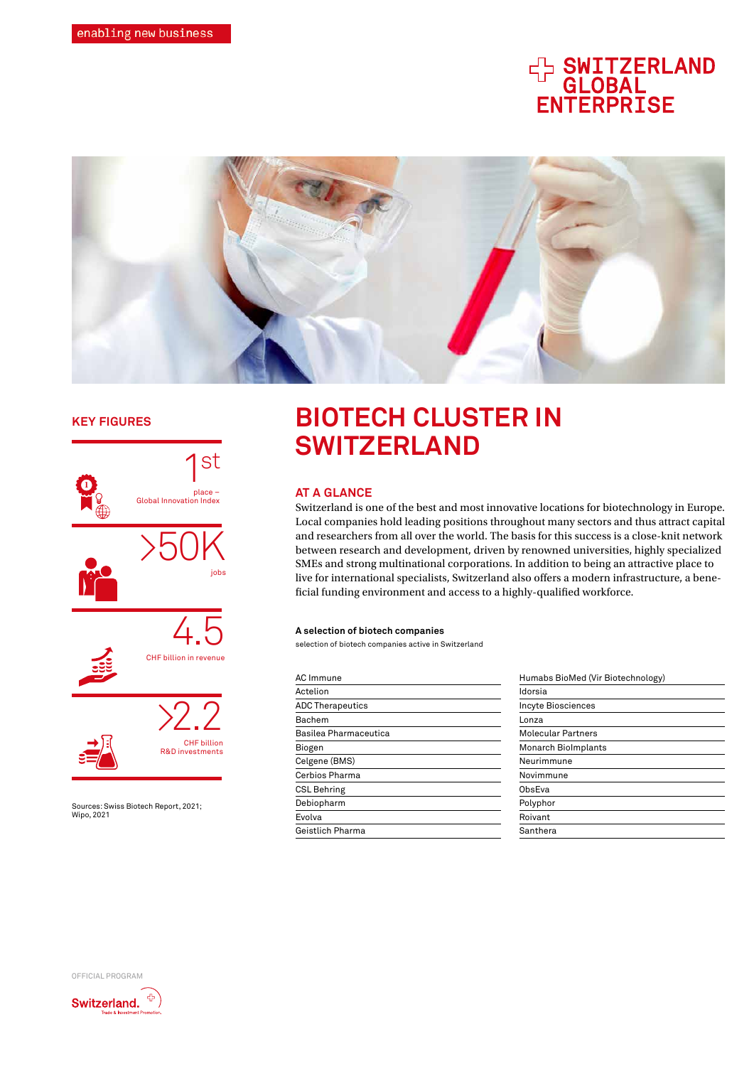enabling new business

SWITZERLAND GLOBAL ENTERPRISE

# BIOTECH CLUSTER IN SWITZERLAND

## KEY FIGURES

**1st**
place – Global Innovation Index

**>50K**
jobs

**4.5**
CHF billion in revenue

**>2.2**
CHF billion R&D investments

Sources: Swiss Biotech Report, 2021; Wipo, 2021

## AT A GLANCE

Switzerland is one of the best and most innovative locations for biotechnology in Europe. Local companies hold leading positions throughout many sectors and thus attract capital and researchers from all over the world. The basis for this success is a close-knit network between research and development, driven by renowned universities, highly specialized SMEs and strong multinational corporations. In addition to being an attractive place to live for international specialists, Switzerland also offers a modern infrastructure, a beneficial funding environment and access to a highly-qualified workforce.

**A selection of biotech companies**

selection of biotech companies active in Switzerland

| | |
|---|---|
| AC Immune | Humabs BioMed (Vir Biotechnology) |
| Actelion | Idorsia |
| ADC Therapeutics | Incyte Biosciences |
| Bachem | Lonza |
| Basilea Pharmaceutica | Molecular Partners |
| Biogen | Monarch BioImplants |
| Celgene (BMS) | Neurimmune |
| Cerbios Pharma | Novimmune |
| CSL Behring | ObsEva |
| Debiopharm | Polyphor |
| Evolva | Roivant |
| Geistlich Pharma | Santhera |

OFFICIAL PROGRAM

Switzerland. Trade & Investment Promotion.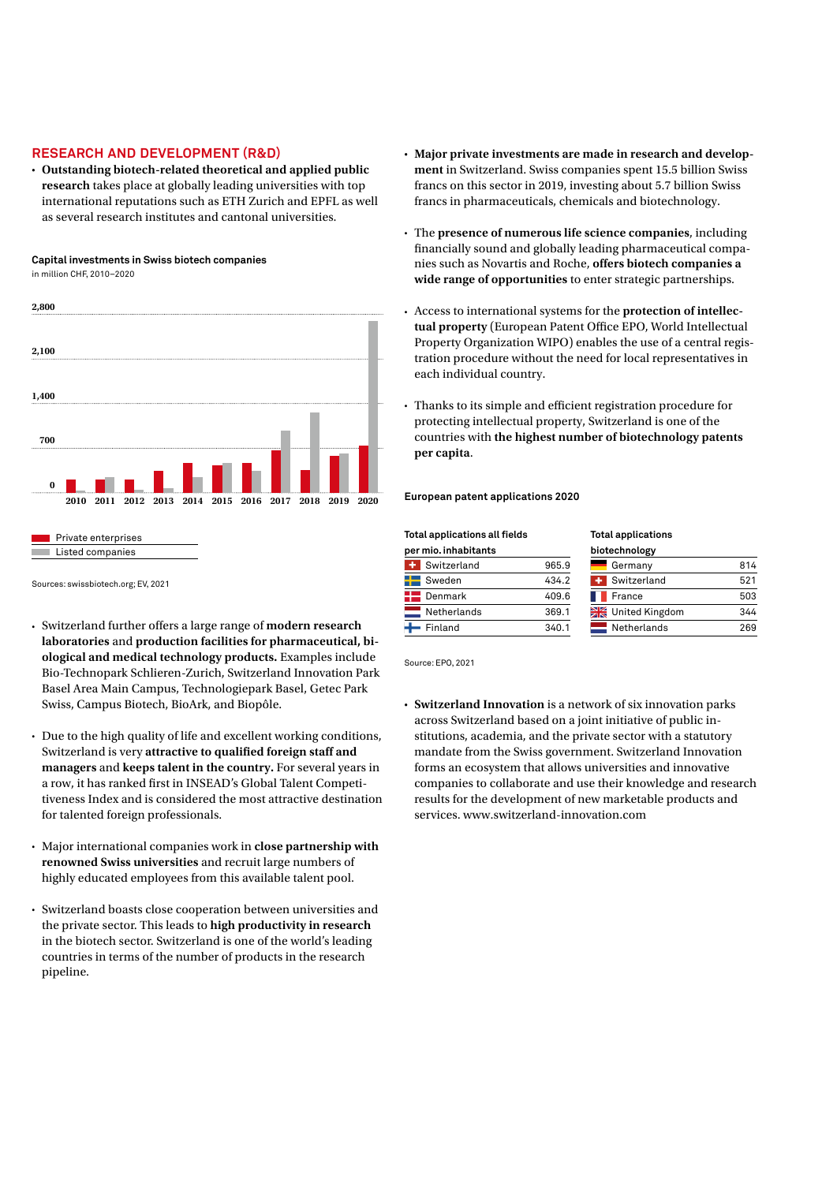## RESEARCH AND DEVELOPMENT (R&D)

- **Outstanding biotech-related theoretical and applied public research** takes place at globally leading universities with top international reputations such as ETH Zurich and EPFL as well as several research institutes and cantonal universities.

**Capital investments in Swiss biotech companies**
in million CHF, 2010–2020

Private enterprises
Listed companies

Sources: swissbiotech.org; EV, 2021

- Switzerland further offers a large range of **modern research laboratories** and **production facilities for pharmaceutical, biological and medical technology products.** Examples include Bio-Technopark Schlieren-Zurich, Switzerland Innovation Park Basel Area Main Campus, Technologiepark Basel, Getec Park Swiss, Campus Biotech, BioArk, and Biopôle.

- Due to the high quality of life and excellent working conditions, Switzerland is very **attractive to qualified foreign staff and managers** and **keeps talent in the country.** For several years in a row, it has ranked first in INSEAD's Global Talent Competitiveness Index and is considered the most attractive destination for talented foreign professionals.

- Major international companies work in **close partnership with renowned Swiss universities** and recruit large numbers of highly educated employees from this available talent pool.

- Switzerland boasts close cooperation between universities and the private sector. This leads to **high productivity in research** in the biotech sector. Switzerland is one of the world's leading countries in terms of the number of products in the research pipeline.

- **Major private investments are made in research and development** in Switzerland. Swiss companies spent 15.5 billion Swiss francs on this sector in 2019, investing about 5.7 billion Swiss francs in pharmaceuticals, chemicals and biotechnology.

- The **presence of numerous life science companies**, including financially sound and globally leading pharmaceutical companies such as Novartis and Roche, **offers biotech companies a wide range of opportunities** to enter strategic partnerships.

- Access to international systems for the **protection of intellectual property** (European Patent Office EPO, World Intellectual Property Organization WIPO) enables the use of a central registration procedure without the need for local representatives in each individual country.

- Thanks to its simple and efficient registration procedure for protecting intellectual property, Switzerland is one of the countries with **the highest number of biotechnology patents per capita**.

**European patent applications 2020**

| Total applications all fields per mio. inhabitants | |
|---|---|
| Switzerland | 965.9 |
| Sweden | 434.2 |
| Denmark | 409.6 |
| Netherlands | 369.1 |
| Finland | 340.1 |

| Total applications biotechnology | |
|---|---|
| Germany | 814 |
| Switzerland | 521 |
| France | 503 |
| United Kingdom | 344 |
| Netherlands | 269 |

Source: EPO, 2021

- **Switzerland Innovation** is a network of six innovation parks across Switzerland based on a joint initiative of public institutions, academia, and the private sector with a statutory mandate from the Swiss government. Switzerland Innovation forms an ecosystem that allows universities and innovative companies to collaborate and use their knowledge and research results for the development of new marketable products and services. www.switzerland-innovation.com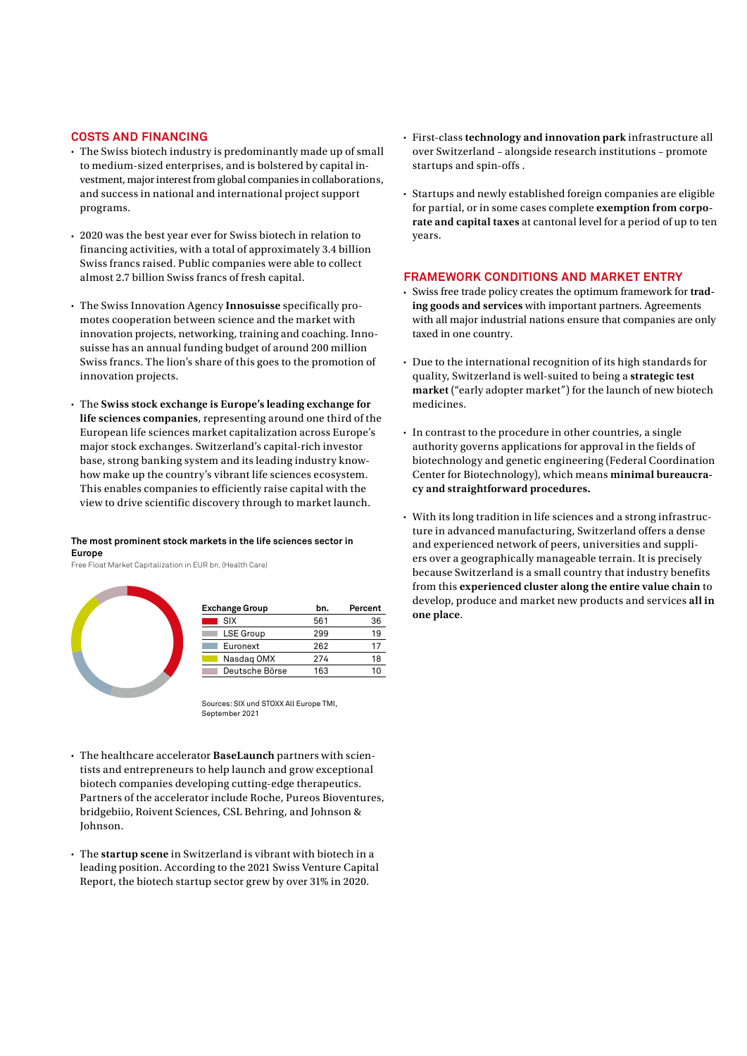## COSTS AND FINANCING

- The Swiss biotech industry is predominantly made up of small to medium-sized enterprises, and is bolstered by capital investment, major interest from global companies in collaborations, and success in national and international project support programs.
- 2020 was the best year ever for Swiss biotech in relation to financing activities, with a total of approximately 3.4 billion Swiss francs raised. Public companies were able to collect almost 2.7 billion Swiss francs of fresh capital.
- The Swiss Innovation Agency **Innosuisse** specifically promotes cooperation between science and the market with innovation projects, networking, training and coaching. Innosuisse has an annual funding budget of around 200 million Swiss francs. The lion's share of this goes to the promotion of innovation projects.
- The **Swiss stock exchange is Europe's leading exchange for life sciences companies**, representing around one third of the European life sciences market capitalization across Europe's major stock exchanges. Switzerland's capital-rich investor base, strong banking system and its leading industry know-how make up the country's vibrant life sciences ecosystem. This enables companies to efficiently raise capital with the view to drive scientific discovery through to market launch.

**The most prominent stock markets in the life sciences sector in Europe**

Free Float Market Capitalization in EUR bn. (Health Care)

| Exchange Group | bn. | Percent |
|---|---|---|
| SIX | 561 | 36 |
| LSE Group | 299 | 19 |
| Euronext | 262 | 17 |
| Nasdaq OMX | 274 | 18 |
| Deutsche Börse | 163 | 10 |

Sources: SIX und STOXX All Europe TMI, September 2021

- The healthcare accelerator **BaseLaunch** partners with scientists and entrepreneurs to help launch and grow exceptional biotech companies developing cutting-edge therapeutics. Partners of the accelerator include Roche, Pureos Bioventures, bridgebiio, Roivent Sciences, CSL Behring, and Johnson & Johnson.
- The **startup scene** in Switzerland is vibrant with biotech in a leading position. According to the 2021 Swiss Venture Capital Report, the biotech startup sector grew by over 31% in 2020.
- First-class **technology and innovation park** infrastructure all over Switzerland – alongside research institutions – promote startups and spin-offs .
- Startups and newly established foreign companies are eligible for partial, or in some cases complete **exemption from corporate and capital taxes** at cantonal level for a period of up to ten years.

## FRAMEWORK CONDITIONS AND MARKET ENTRY

- Swiss free trade policy creates the optimum framework for **trading goods and services** with important partners. Agreements with all major industrial nations ensure that companies are only taxed in one country.
- Due to the international recognition of its high standards for quality, Switzerland is well-suited to being a **strategic test market** ("early adopter market") for the launch of new biotech medicines.
- In contrast to the procedure in other countries, a single authority governs applications for approval in the fields of biotechnology and genetic engineering (Federal Coordination Center for Biotechnology), which means **minimal bureaucracy and straightforward procedures.**
- With its long tradition in life sciences and a strong infrastructure in advanced manufacturing, Switzerland offers a dense and experienced network of peers, universities and suppliers over a geographically manageable terrain. It is precisely because Switzerland is a small country that industry benefits from this **experienced cluster along the entire value chain** to develop, produce and market new products and services **all in one place**.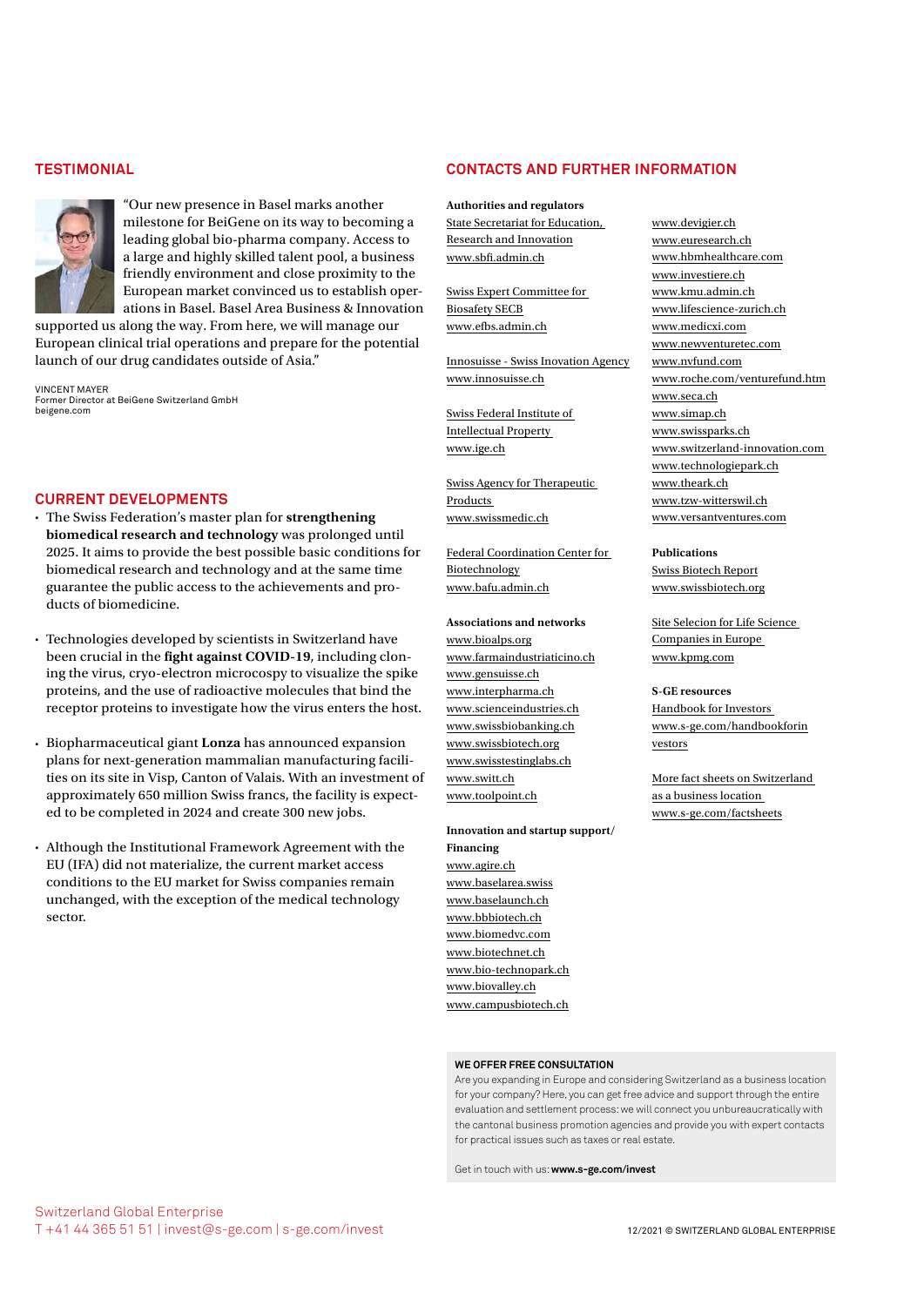## TESTIMONIAL

"Our new presence in Basel marks another milestone for BeiGene on its way to becoming a leading global bio-pharma company. Access to a large and highly skilled talent pool, a business friendly environment and close proximity to the European market convinced us to establish operations in Basel. Basel Area Business & Innovation supported us along the way. From here, we will manage our European clinical trial operations and prepare for the potential launch of our drug candidates outside of Asia."

VINCENT MAYER
Former Director at BeiGene Switzerland GmbH
beigene.com

## CURRENT DEVELOPMENTS

- The Swiss Federation's master plan for **strengthening biomedical research and technology** was prolonged until 2025. It aims to provide the best possible basic conditions for biomedical research and technology and at the same time guarantee the public access to the achievements and products of biomedicine.
- Technologies developed by scientists in Switzerland have been crucial in the **fight against COVID-19**, including cloning the virus, cryo-electron microcospy to visualize the spike proteins, and the use of radioactive molecules that bind the receptor proteins to investigate how the virus enters the host.
- Biopharmaceutical giant **Lonza** has announced expansion plans for next-generation mammalian manufacturing facilities on its site in Visp, Canton of Valais. With an investment of approximately 650 million Swiss francs, the facility is expected to be completed in 2024 and create 300 new jobs.
- Although the Institutional Framework Agreement with the EU (IFA) did not materialize, the current market access conditions to the EU market for Swiss companies remain unchanged, with the exception of the medical technology sector.

## CONTACTS AND FURTHER INFORMATION

**Authorities and regulators**

State Secretariat for Education, Research and Innovation
www.sbfi.admin.ch

Swiss Expert Committee for Biosafety SECB
www.efbs.admin.ch

Innosuisse - Swiss Inovation Agency
www.innosuisse.ch

Swiss Federal Institute of Intellectual Property
www.ige.ch

Swiss Agency for Therapeutic Products
www.swissmedic.ch

Federal Coordination Center for Biotechnology
www.bafu.admin.ch

**Associations and networks**

www.bioalps.org
www.farmaindustriaticino.ch
www.gensuisse.ch
www.interpharma.ch
www.scienceindustries.ch
www.swissbiobanking.ch
www.swissbiotech.org
www.swisstestinglabs.ch
www.switt.ch
www.toolpoint.ch

**Innovation and startup support/ Financing**

www.agire.ch
www.baselarea.swiss
www.baselaunch.ch
www.bbbiotech.ch
www.biomedvc.com
www.biotechnet.ch
www.bio-technopark.ch
www.biovalley.ch
www.campusbiotech.ch
www.devigier.ch
www.euresearch.ch
www.hbmhealthcare.com
www.investiere.ch
www.kmu.admin.ch
www.lifescience-zurich.ch
www.medicxi.com
www.newventuretec.com
www.nvfund.com
www.roche.com/venturefund.htm
www.seca.ch
www.simap.ch
www.swissparks.ch
www.switzerland-innovation.com
www.technologiepark.ch
www.theark.ch
www.tzw-witterswil.ch
www.versantventures.com

**Publications**

Swiss Biotech Report
www.swissbiotech.org

Site Selecion for Life Science Companies in Europe
www.kpmg.com

**S-GE resources**

Handbook for Investors
www.s-ge.com/handbookforinvestors

More fact sheets on Switzerland as a business location
www.s-ge.com/factsheets

**WE OFFER FREE CONSULTATION**

Are you expanding in Europe and considering Switzerland as a business location for your company? Here, you can get free advice and support through the entire evaluation and settlement process: we will connect you unbureaucratically with the cantonal business promotion agencies and provide you with expert contacts for practical issues such as taxes or real estate.

Get in touch with us: **www.s-ge.com/invest**

Switzerland Global Enterprise
T +41 44 365 51 51 | invest@s-ge.com | s-ge.com/invest

12/2021 © SWITZERLAND GLOBAL ENTERPRISE